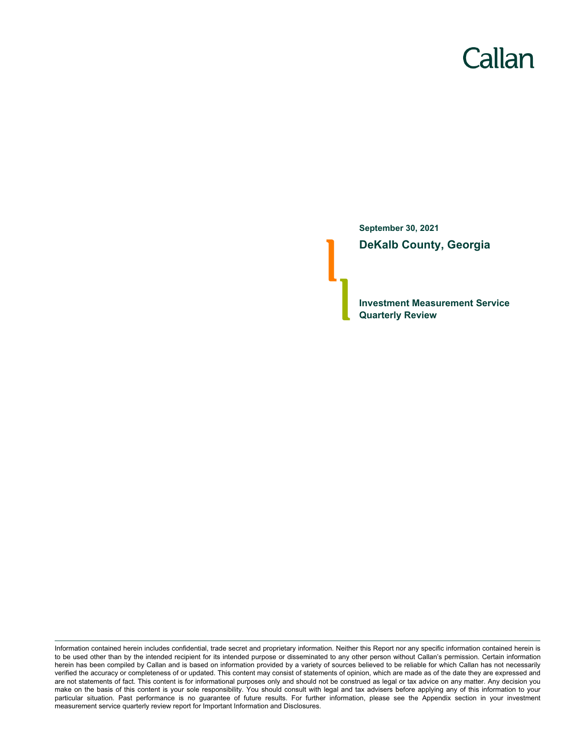Callan

September 30, 2021

# DeKalb County, Georgia

## Investment Measurement Service Quarterly Review

Information contained herein includes confidential, trade secret and proprietary information. Neither this Report nor any specific information contained herein is to be used other than by the intended recipient for its intended purpose or disseminated to any other person without Callan's permission. Certain information herein has been compiled by Callan and is based on information provided by a variety of sources believed to be reliable for which Callan has not necessarily verified the accuracy or completeness of or updated. This content may consist of statements of opinion, which are made as of the date they are expressed and are not statements of fact. This content is for informational purposes only and should not be construed as legal or tax advice on any matter. Any decision you make on the basis of this content is your sole responsibility. You should consult with legal and tax advisers before applying any of this information to your particular situation. Past performance is no guarantee of future results. For further information, please see the Appendix section in your investment measurement service quarterly review report for Important Information and Disclosures.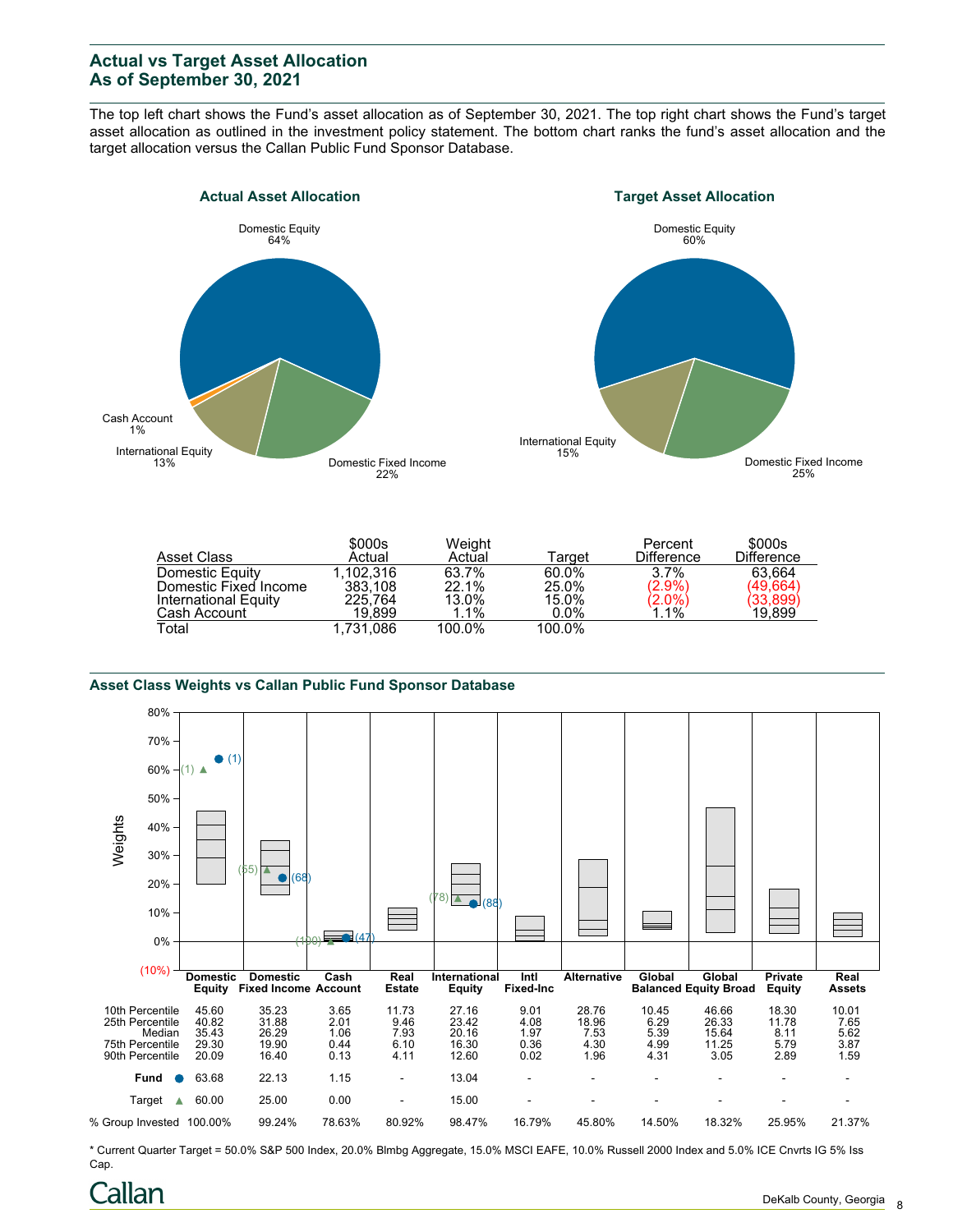## Actual vs Target Asset Allocation
## As of September 30, 2021

The top left chart shows the Fund's asset allocation as of September 30, 2021. The top right chart shows the Fund's target asset allocation as outlined in the investment policy statement. The bottom chart ranks the fund's asset allocation and the target allocation versus the Callan Public Fund Sponsor Database.

### Actual Asset Allocation

- Domestic Equity 64%
- Domestic Fixed Income 22%
- International Equity 13%
- Cash Account 1%

### Target Asset Allocation

- Domestic Equity 60%
- Domestic Fixed Income 25%
- International Equity 15%

| Asset Class | $000s Actual | Weight Actual | Target | Percent Difference | $000s Difference |
|---|---|---|---|---|---|
| Domestic Equity | 1,102,316 | 63.7% | 60.0% | 3.7% | 63,664 |
| Domestic Fixed Income | 383,108 | 22.1% | 25.0% | (2.9%) | (49,664) |
| International Equity | 225,764 | 13.0% | 15.0% | (2.0%) | (33,899) |
| Cash Account | 19,899 | 1.1% | 0.0% | 1.1% | 19,899 |
| Total | 1,731,086 | 100.0% | 100.0% | | |

### Asset Class Weights vs Callan Public Fund Sponsor Database

| | Domestic Equity | Domestic Fixed Income | Cash Account | Real Estate | International Equity | Intl Fixed-Inc | Alternative | Global Balanced | Global Equity Broad | Private Equity | Real Assets |
|---|---|---|---|---|---|---|---|---|---|---|---|
| 10th Percentile | 45.60 | 35.23 | 3.65 | 11.73 | 27.16 | 9.01 | 28.76 | 10.45 | 46.66 | 18.30 | 10.01 |
| 25th Percentile | 40.82 | 31.88 | 2.01 | 9.46 | 23.42 | 4.08 | 18.96 | 6.29 | 26.33 | 11.78 | 7.65 |
| Median | 35.43 | 26.29 | 1.06 | 7.93 | 20.16 | 1.97 | 7.53 | 5.39 | 15.64 | 8.11 | 5.62 |
| 75th Percentile | 29.30 | 19.90 | 0.44 | 6.10 | 16.30 | 0.36 | 4.30 | 4.99 | 11.25 | 5.79 | 3.87 |
| 90th Percentile | 20.09 | 16.40 | 0.13 | 4.11 | 12.60 | 0.02 | 1.96 | 4.31 | 3.05 | 2.89 | 1.59 |
| Fund ● | 63.68 (1) | 22.13 (68) | 1.15 (47) | - | 13.04 (88) | - | - | - | - | - | - |
| Target ▲ | 60.00 (1) | 25.00 (55) | 0.00 (100) | - | 15.00 (78) | - | - | - | - | - | - |
| % Group Invested | 100.00% | 99.24% | 78.63% | 80.92% | 98.47% | 16.79% | 45.80% | 14.50% | 18.32% | 25.95% | 21.37% |

* Current Quarter Target = 50.0% S&P 500 Index, 20.0% Blmbg Aggregate, 15.0% MSCI EAFE, 10.0% Russell 2000 Index and 5.0% ICE Cnvrts IG 5% Iss Cap.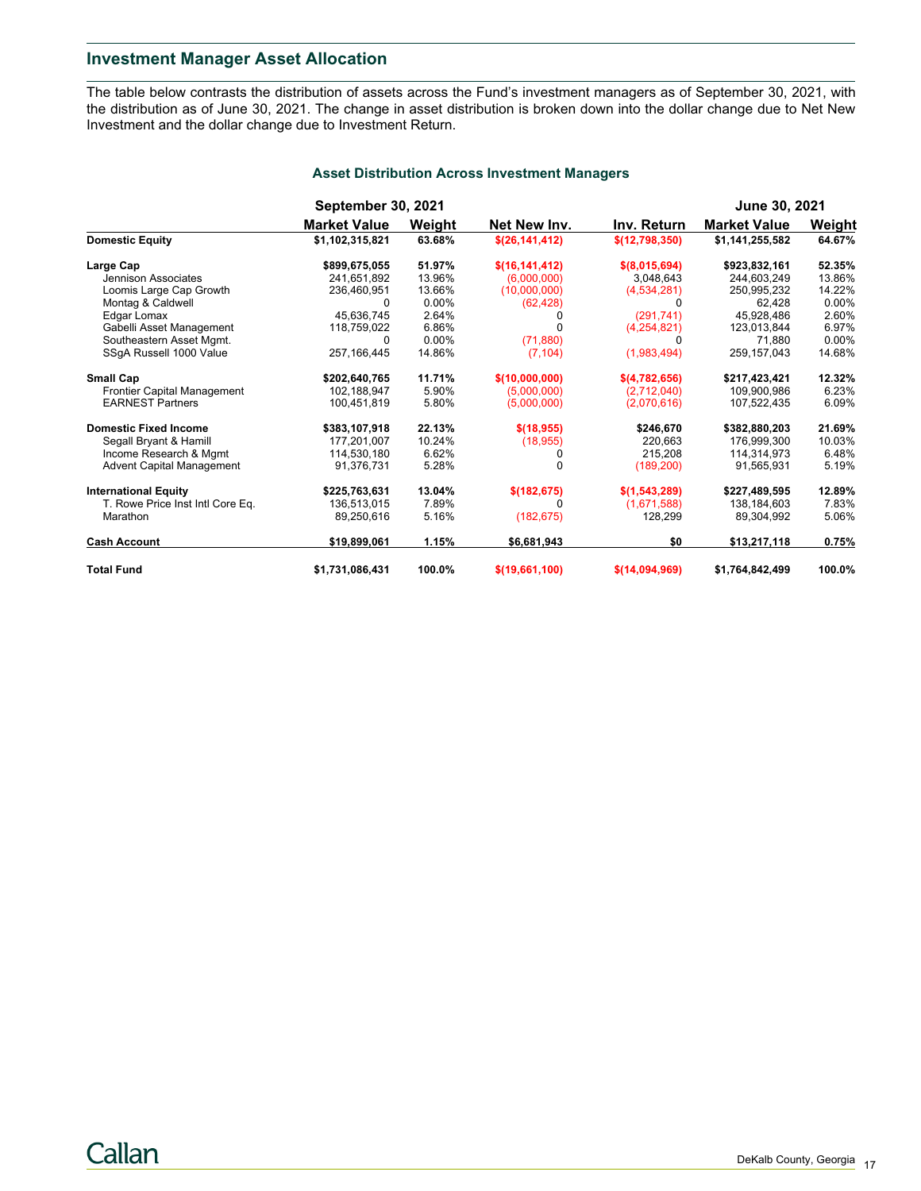## Investment Manager Asset Allocation

The table below contrasts the distribution of assets across the Fund's investment managers as of September 30, 2021, with the distribution as of June 30, 2021. The change in asset distribution is broken down into the dollar change due to Net New Investment and the dollar change due to Investment Return.

### Asset Distribution Across Investment Managers

| | September 30, 2021 | | | | June 30, 2021 | |
|---|---|---|---|---|---|---|
| | Market Value | Weight | Net New Inv. | Inv. Return | Market Value | Weight |
| **Domestic Equity** | **$1,102,315,821** | **63.68%** | **$(26,141,412)** | **$(12,798,350)** | **$1,141,255,582** | **64.67%** |
| **Large Cap** | **$899,675,055** | **51.97%** | **$(16,141,412)** | **$(8,015,694)** | **$923,832,161** | **52.35%** |
| Jennison Associates | 241,651,892 | 13.96% | (6,000,000) | 3,048,643 | 244,603,249 | 13.86% |
| Loomis Large Cap Growth | 236,460,951 | 13.66% | (10,000,000) | (4,534,281) | 250,995,232 | 14.22% |
| Montag & Caldwell | 0 | 0.00% | (62,428) | 0 | 62,428 | 0.00% |
| Edgar Lomax | 45,636,745 | 2.64% | 0 | (291,741) | 45,928,486 | 2.60% |
| Gabelli Asset Management | 118,759,022 | 6.86% | 0 | (4,254,821) | 123,013,844 | 6.97% |
| Southeastern Asset Mgmt. | 0 | 0.00% | (71,880) | 0 | 71,880 | 0.00% |
| SSgA Russell 1000 Value | 257,166,445 | 14.86% | (7,104) | (1,983,494) | 259,157,043 | 14.68% |
| **Small Cap** | **$202,640,765** | **11.71%** | **$(10,000,000)** | **$(4,782,656)** | **$217,423,421** | **12.32%** |
| Frontier Capital Management | 102,188,947 | 5.90% | (5,000,000) | (2,712,040) | 109,900,986 | 6.23% |
| EARNEST Partners | 100,451,819 | 5.80% | (5,000,000) | (2,070,616) | 107,522,435 | 6.09% |
| **Domestic Fixed Income** | **$383,107,918** | **22.13%** | **$(18,955)** | **$246,670** | **$382,880,203** | **21.69%** |
| Segall Bryant & Hamill | 177,201,007 | 10.24% | (18,955) | 220,663 | 176,999,300 | 10.03% |
| Income Research & Mgmt | 114,530,180 | 6.62% | 0 | 215,208 | 114,314,973 | 6.48% |
| Advent Capital Management | 91,376,731 | 5.28% | 0 | (189,200) | 91,565,931 | 5.19% |
| **International Equity** | **$225,763,631** | **13.04%** | **$(182,675)** | **$(1,543,289)** | **$227,489,595** | **12.89%** |
| T. Rowe Price Inst Intl Core Eq. | 136,513,015 | 7.89% | 0 | (1,671,588) | 138,184,603 | 7.83% |
| Marathon | 89,250,616 | 5.16% | (182,675) | 128,299 | 89,304,992 | 5.06% |
| **Cash Account** | **$19,899,061** | **1.15%** | **$6,681,943** | **$0** | **$13,217,118** | **0.75%** |
| **Total Fund** | **$1,731,086,431** | **100.0%** | **$(19,661,100)** | **$(14,094,969)** | **$1,764,842,499** | **100.0%** |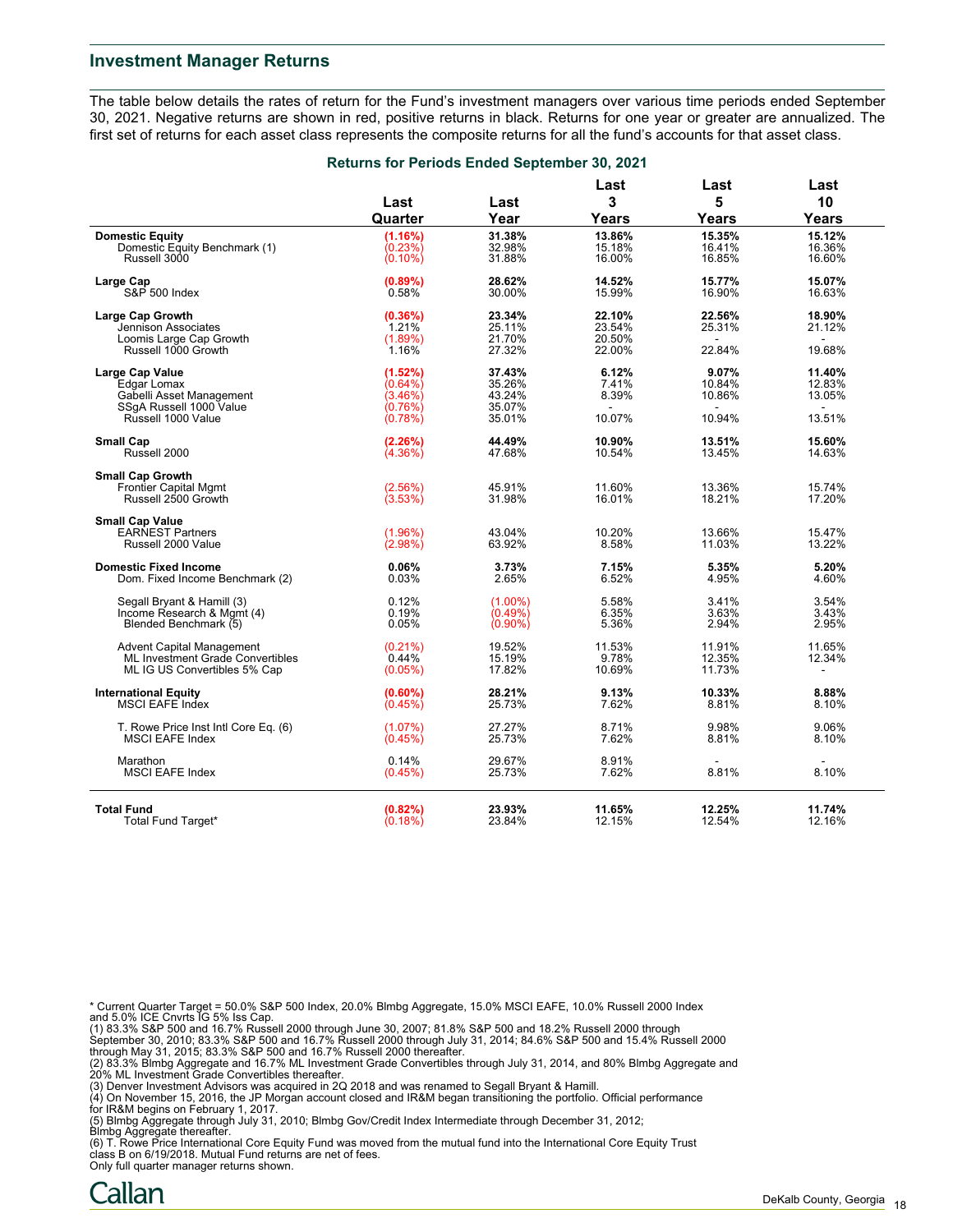## Investment Manager Returns

The table below details the rates of return for the Fund's investment managers over various time periods ended September 30, 2021. Negative returns are shown in red, positive returns in black. Returns for one year or greater are annualized. The first set of returns for each asset class represents the composite returns for all the fund's accounts for that asset class.

### Returns for Periods Ended September 30, 2021

| | Last Quarter | Last Year | Last 3 Years | Last 5 Years | Last 10 Years |
|---|---|---|---|---|---|
| **Domestic Equity** | **(1.16%)** | **31.38%** | **13.86%** | **15.35%** | **15.12%** |
| Domestic Equity Benchmark (1) | (0.23%) | 32.98% | 15.18% | 16.41% | 16.36% |
| Russell 3000 | (0.10%) | 31.88% | 16.00% | 16.85% | 16.60% |
| **Large Cap** | **(0.89%)** | **28.62%** | **14.52%** | **15.77%** | **15.07%** |
| S&P 500 Index | 0.58% | 30.00% | 15.99% | 16.90% | 16.63% |
| **Large Cap Growth** | **(0.36%)** | **23.34%** | **22.10%** | **22.56%** | **18.90%** |
| Jennison Associates | 1.21% | 25.11% | 23.54% | 25.31% | 21.12% |
| Loomis Large Cap Growth | (1.89%) | 21.70% | 20.50% | - | - |
| Russell 1000 Growth | 1.16% | 27.32% | 22.00% | 22.84% | 19.68% |
| **Large Cap Value** | **(1.52%)** | **37.43%** | **6.12%** | **9.07%** | **11.40%** |
| Edgar Lomax | (0.64%) | 35.26% | 7.41% | 10.84% | 12.83% |
| Gabelli Asset Management | (3.46%) | 43.24% | 8.39% | 10.86% | 13.05% |
| SSgA Russell 1000 Value | (0.76%) | 35.07% | - | - | - |
| Russell 1000 Value | (0.78%) | 35.01% | 10.07% | 10.94% | 13.51% |
| **Small Cap** | **(2.26%)** | **44.49%** | **10.90%** | **13.51%** | **15.60%** |
| Russell 2000 | (4.36%) | 47.68% | 10.54% | 13.45% | 14.63% |
| **Small Cap Growth** | | | | | |
| Frontier Capital Mgmt | (2.56%) | 45.91% | 11.60% | 13.36% | 15.74% |
| Russell 2500 Growth | (3.53%) | 31.98% | 16.01% | 18.21% | 17.20% |
| **Small Cap Value** | | | | | |
| EARNEST Partners | (1.96%) | 43.04% | 10.20% | 13.66% | 15.47% |
| Russell 2000 Value | (2.98%) | 63.92% | 8.58% | 11.03% | 13.22% |
| **Domestic Fixed Income** | **0.06%** | **3.73%** | **7.15%** | **5.35%** | **5.20%** |
| Dom. Fixed Income Benchmark (2) | 0.03% | 2.65% | 6.52% | 4.95% | 4.60% |
| Segall Bryant & Hamill (3) | 0.12% | (1.00%) | 5.58% | 3.41% | 3.54% |
| Income Research & Mgmt (4) | 0.19% | (0.49%) | 6.35% | 3.63% | 3.43% |
| Blended Benchmark (5) | 0.05% | (0.90%) | 5.36% | 2.94% | 2.95% |
| Advent Capital Management | (0.21%) | 19.52% | 11.53% | 11.91% | 11.65% |
| ML Investment Grade Convertibles | 0.44% | 15.19% | 9.78% | 12.35% | 12.34% |
| ML IG US Convertibles 5% Cap | (0.05%) | 17.82% | 10.69% | 11.73% | - |
| **International Equity** | **(0.60%)** | **28.21%** | **9.13%** | **10.33%** | **8.88%** |
| MSCI EAFE Index | (0.45%) | 25.73% | 7.62% | 8.81% | 8.10% |
| T. Rowe Price Inst Intl Core Eq. (6) | (1.07%) | 27.27% | 8.71% | 9.98% | 9.06% |
| MSCI EAFE Index | (0.45%) | 25.73% | 7.62% | 8.81% | 8.10% |
| Marathon | 0.14% | 29.67% | 8.91% | - | - |
| MSCI EAFE Index | (0.45%) | 25.73% | 7.62% | 8.81% | 8.10% |
| **Total Fund** | **(0.82%)** | **23.93%** | **11.65%** | **12.25%** | **11.74%** |
| Total Fund Target* | (0.18%) | 23.84% | 12.15% | 12.54% | 12.16% |

* Current Quarter Target = 50.0% S&P 500 Index, 20.0% Blmbg Aggregate, 15.0% MSCI EAFE, 10.0% Russell 2000 Index and 5.0% ICE Cnvrts IG 5% Iss Cap.
(1) 83.3% S&P 500 and 16.7% Russell 2000 through June 30, 2007; 81.8% S&P 500 and 18.2% Russell 2000 through September 30, 2010; 83.3% S&P 500 and 16.7% Russell 2000 through July 31, 2014; 84.6% S&P 500 and 15.4% Russell 2000 through May 31, 2015; 83.3% S&P 500 and 16.7% Russell 2000 thereafter.
(2) 83.3% Blmbg Aggregate and 16.7% ML Investment Grade Convertibles through July 31, 2014, and 80% Blmbg Aggregate and 20% ML Investment Grade Convertibles thereafter.
(3) Denver Investment Advisors was acquired in 2Q 2018 and was renamed to Segall Bryant & Hamill.
(4) On November 15, 2016, the JP Morgan account closed and IR&M began transitioning the portfolio. Official performance for IR&M begins on February 1, 2017.
(5) Blmbg Aggregate through July 31, 2010; Blmbg Gov/Credit Index Intermediate through December 31, 2012; Blmbg Aggregate thereafter.
(6) T. Rowe Price International Core Equity Fund was moved from the mutual fund into the International Core Equity Trust class B on 6/19/2018. Mutual Fund returns are net of fees.
Only full quarter manager returns shown.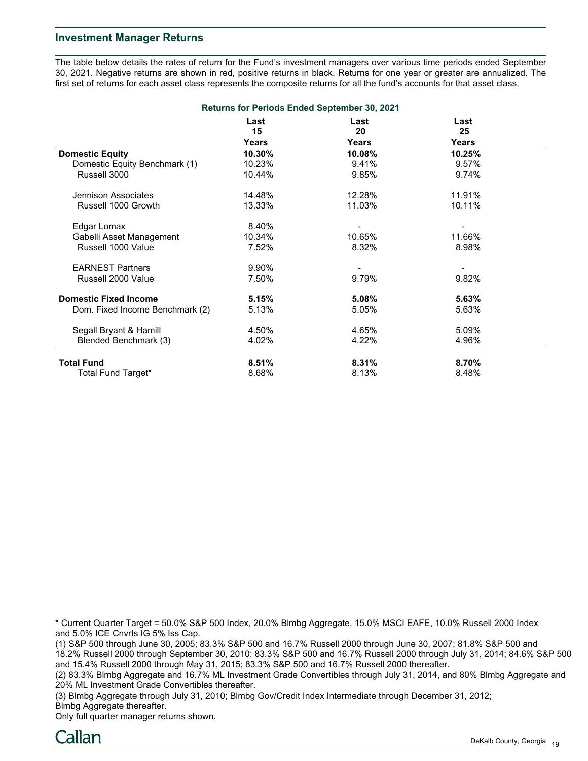## Investment Manager Returns

The table below details the rates of return for the Fund's investment managers over various time periods ended September 30, 2021. Negative returns are shown in red, positive returns in black. Returns for one year or greater are annualized. The first set of returns for each asset class represents the composite returns for all the fund's accounts for that asset class.

**Returns for Periods Ended September 30, 2021**

| | Last 15 Years | Last 20 Years | Last 25 Years |
|---|---|---|---|
| **Domestic Equity** | **10.30%** | **10.08%** | **10.25%** |
| Domestic Equity Benchmark (1) | 10.23% | 9.41% | 9.57% |
| Russell 3000 | 10.44% | 9.85% | 9.74% |
| | | | |
| Jennison Associates | 14.48% | 12.28% | 11.91% |
| Russell 1000 Growth | 13.33% | 11.03% | 10.11% |
| | | | |
| Edgar Lomax | 8.40% | - | - |
| Gabelli Asset Management | 10.34% | 10.65% | 11.66% |
| Russell 1000 Value | 7.52% | 8.32% | 8.98% |
| | | | |
| EARNEST Partners | 9.90% | - | - |
| Russell 2000 Value | 7.50% | 9.79% | 9.82% |
| **Domestic Fixed Income** | **5.15%** | **5.08%** | **5.63%** |
| Dom. Fixed Income Benchmark (2) | 5.13% | 5.05% | 5.63% |
| | | | |
| Segall Bryant & Hamill | 4.50% | 4.65% | 5.09% |
| Blended Benchmark (3) | 4.02% | 4.22% | 4.96% |
| **Total Fund** | **8.51%** | **8.31%** | **8.70%** |
| Total Fund Target* | 8.68% | 8.13% | 8.48% |

* Current Quarter Target = 50.0% S&P 500 Index, 20.0% Blmbg Aggregate, 15.0% MSCI EAFE, 10.0% Russell 2000 Index and 5.0% ICE Cnvrts IG 5% Iss Cap.

(1) S&P 500 through June 30, 2005; 83.3% S&P 500 and 16.7% Russell 2000 through June 30, 2007; 81.8% S&P 500 and 18.2% Russell 2000 through September 30, 2010; 83.3% S&P 500 and 16.7% Russell 2000 through July 31, 2014; 84.6% S&P 500 and 15.4% Russell 2000 through May 31, 2015; 83.3% S&P 500 and 16.7% Russell 2000 thereafter.

(2) 83.3% Blmbg Aggregate and 16.7% ML Investment Grade Convertibles through July 31, 2014, and 80% Blmbg Aggregate and 20% ML Investment Grade Convertibles thereafter.

(3) Blmbg Aggregate through July 31, 2010; Blmbg Gov/Credit Index Intermediate through December 31, 2012; Blmbg Aggregate thereafter.

Only full quarter manager returns shown.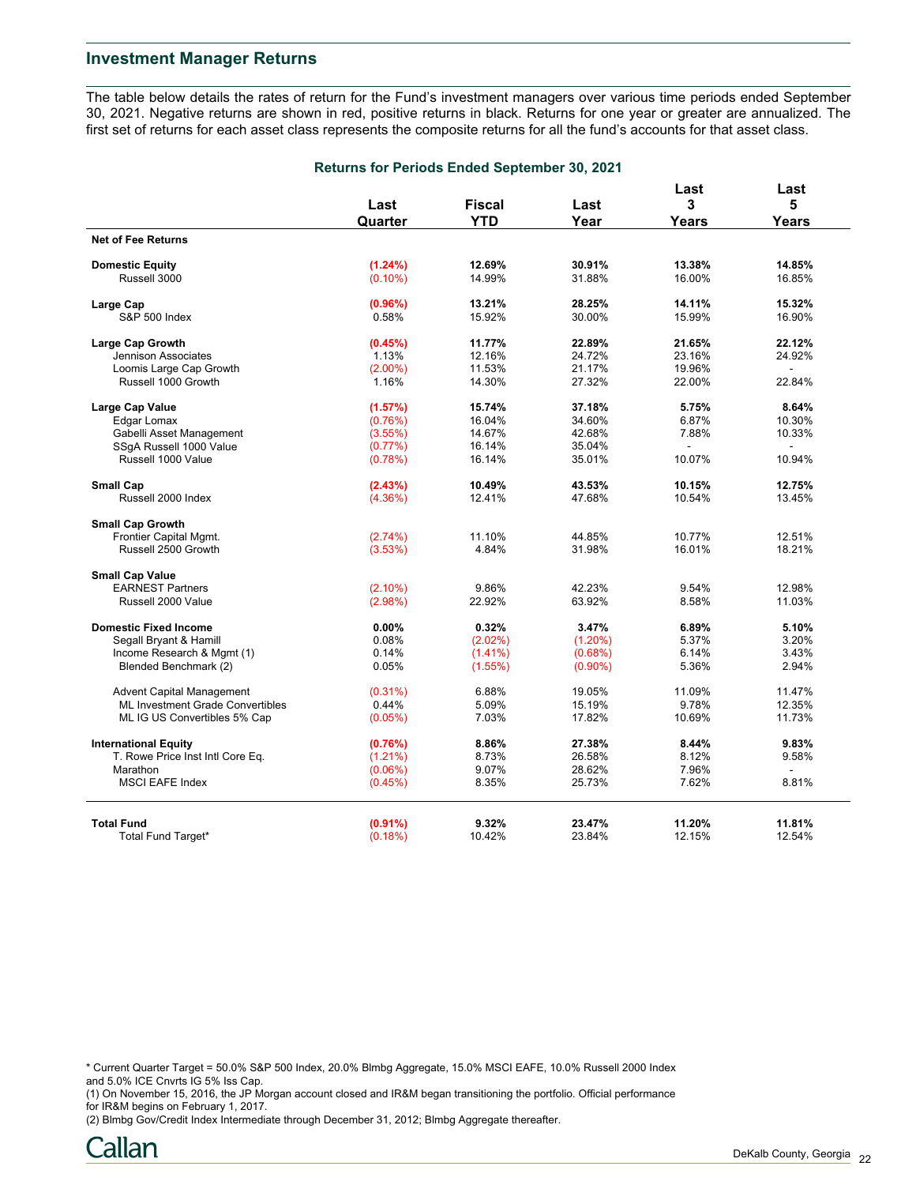## Investment Manager Returns

The table below details the rates of return for the Fund's investment managers over various time periods ended September 30, 2021. Negative returns are shown in red, positive returns in black. Returns for one year or greater are annualized. The first set of returns for each asset class represents the composite returns for all the fund's accounts for that asset class.

### Returns for Periods Ended September 30, 2021

| | Last Quarter | Fiscal YTD | Last Year | Last 3 Years | Last 5 Years |
|---|---|---|---|---|---|
| **Net of Fee Returns** | | | | | |
| **Domestic Equity** | **(1.24%)** | **12.69%** | **30.91%** | **13.38%** | **14.85%** |
| Russell 3000 | (0.10%) | 14.99% | 31.88% | 16.00% | 16.85% |
| **Large Cap** | **(0.96%)** | **13.21%** | **28.25%** | **14.11%** | **15.32%** |
| S&P 500 Index | 0.58% | 15.92% | 30.00% | 15.99% | 16.90% |
| **Large Cap Growth** | **(0.45%)** | **11.77%** | **22.89%** | **21.65%** | **22.12%** |
| Jennison Associates | 1.13% | 12.16% | 24.72% | 23.16% | 24.92% |
| Loomis Large Cap Growth | (2.00%) | 11.53% | 21.17% | 19.96% | - |
| Russell 1000 Growth | 1.16% | 14.30% | 27.32% | 22.00% | 22.84% |
| **Large Cap Value** | **(1.57%)** | **15.74%** | **37.18%** | **5.75%** | **8.64%** |
| Edgar Lomax | (0.76%) | 16.04% | 34.60% | 6.87% | 10.30% |
| Gabelli Asset Management | (3.55%) | 14.67% | 42.68% | 7.88% | 10.33% |
| SSgA Russell 1000 Value | (0.77%) | 16.14% | 35.04% | - | - |
| Russell 1000 Value | (0.78%) | 16.14% | 35.01% | 10.07% | 10.94% |
| **Small Cap** | **(2.43%)** | **10.49%** | **43.53%** | **10.15%** | **12.75%** |
| Russell 2000 Index | (4.36%) | 12.41% | 47.68% | 10.54% | 13.45% |
| **Small Cap Growth** | | | | | |
| Frontier Capital Mgmt. | (2.74%) | 11.10% | 44.85% | 10.77% | 12.51% |
| Russell 2500 Growth | (3.53%) | 4.84% | 31.98% | 16.01% | 18.21% |
| **Small Cap Value** | | | | | |
| EARNEST Partners | (2.10%) | 9.86% | 42.23% | 9.54% | 12.98% |
| Russell 2000 Value | (2.98%) | 22.92% | 63.92% | 8.58% | 11.03% |
| **Domestic Fixed Income** | **0.00%** | **0.32%** | **3.47%** | **6.89%** | **5.10%** |
| Segall Bryant & Hamill | 0.08% | (2.02%) | (1.20%) | 5.37% | 3.20% |
| Income Research & Mgmt (1) | 0.14% | (1.41%) | (0.68%) | 6.14% | 3.43% |
| Blended Benchmark (2) | 0.05% | (1.55%) | (0.90%) | 5.36% | 2.94% |
| Advent Capital Management | (0.31%) | 6.88% | 19.05% | 11.09% | 11.47% |
| ML Investment Grade Convertibles | 0.44% | 5.09% | 15.19% | 9.78% | 12.35% |
| ML IG US Convertibles 5% Cap | (0.05%) | 7.03% | 17.82% | 10.69% | 11.73% |
| **International Equity** | **(0.76%)** | **8.86%** | **27.38%** | **8.44%** | **9.83%** |
| T. Rowe Price Inst Intl Core Eq. | (1.21%) | 8.73% | 26.58% | 8.12% | 9.58% |
| Marathon | (0.06%) | 9.07% | 28.62% | 7.96% | - |
| MSCI EAFE Index | (0.45%) | 8.35% | 25.73% | 7.62% | 8.81% |
| **Total Fund** | **(0.91%)** | **9.32%** | **23.47%** | **11.20%** | **11.81%** |
| Total Fund Target* | (0.18%) | 10.42% | 23.84% | 12.15% | 12.54% |

* Current Quarter Target = 50.0% S&P 500 Index, 20.0% Blmbg Aggregate, 15.0% MSCI EAFE, 10.0% Russell 2000 Index and 5.0% ICE Cnvrts IG 5% Iss Cap.

(1) On November 15, 2016, the JP Morgan account closed and IR&M began transitioning the portfolio. Official performance for IR&M begins on February 1, 2017.

(2) Blmbg Gov/Credit Index Intermediate through December 31, 2012; Blmbg Aggregate thereafter.